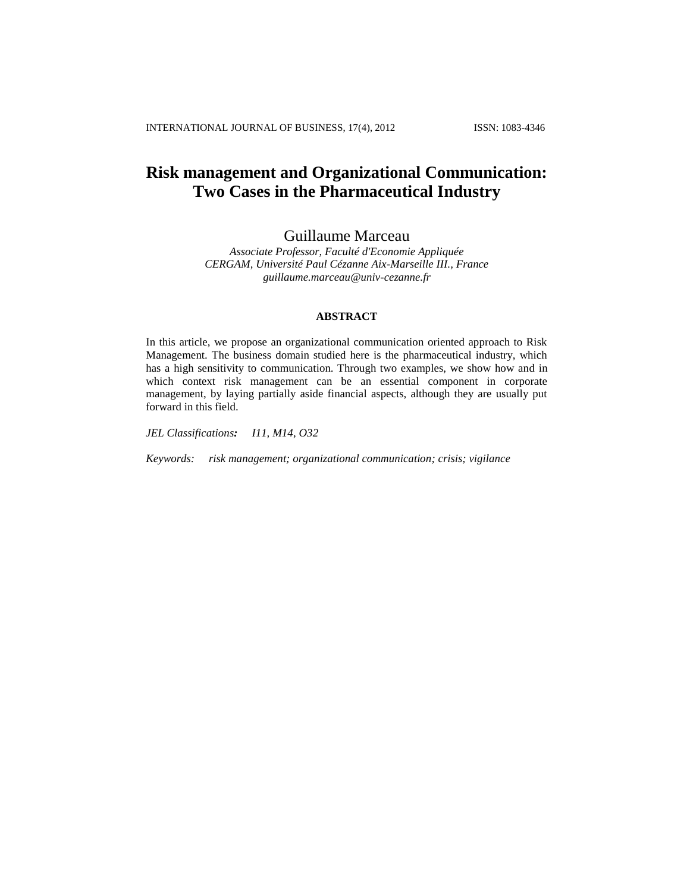# Risk management and Organizational Communication: Two Cases in the Pharmaceutical Industry

Guillaume Marceau

*Associate Professor, Faculté d'Economie Appliquée*
*CERGAM, Université Paul Cézanne Aix-Marseille III., France*
*guillaume.marceau@univ-cezanne.fr*

**ABSTRACT**

In this article, we propose an organizational communication oriented approach to Risk Management. The business domain studied here is the pharmaceutical industry, which has a high sensitivity to communication. Through two examples, we show how and in which context risk management can be an essential component in corporate management, by laying partially aside financial aspects, although they are usually put forward in this field.

*JEL Classifications:* *I11, M14, O32*

*Keywords:* *risk management; organizational communication; crisis; vigilance*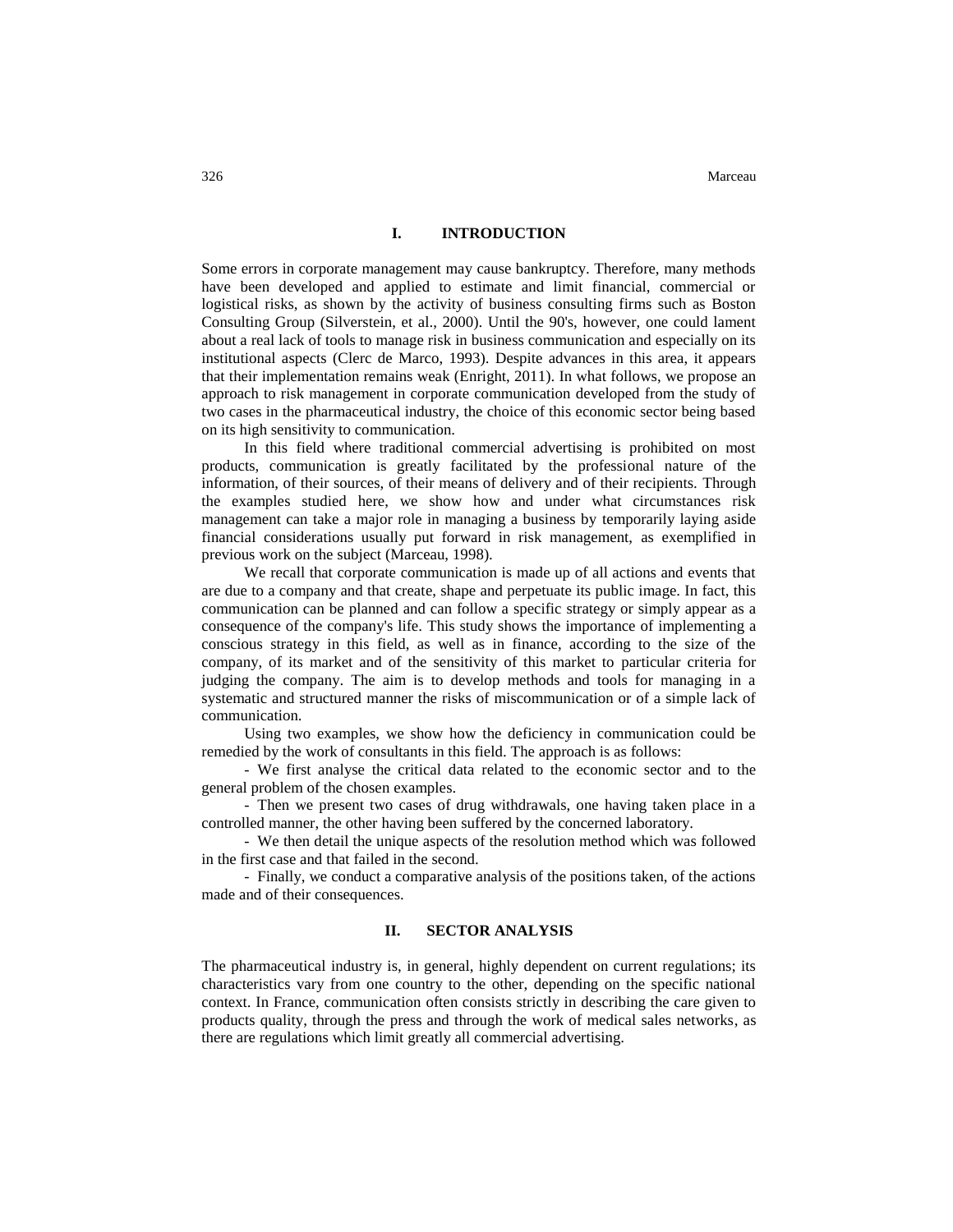## I. INTRODUCTION

Some errors in corporate management may cause bankruptcy. Therefore, many methods have been developed and applied to estimate and limit financial, commercial or logistical risks, as shown by the activity of business consulting firms such as Boston Consulting Group (Silverstein, et al., 2000). Until the 90's, however, one could lament about a real lack of tools to manage risk in business communication and especially on its institutional aspects (Clerc de Marco, 1993). Despite advances in this area, it appears that their implementation remains weak (Enright, 2011). In what follows, we propose an approach to risk management in corporate communication developed from the study of two cases in the pharmaceutical industry, the choice of this economic sector being based on its high sensitivity to communication.

In this field where traditional commercial advertising is prohibited on most products, communication is greatly facilitated by the professional nature of the information, of their sources, of their means of delivery and of their recipients. Through the examples studied here, we show how and under what circumstances risk management can take a major role in managing a business by temporarily laying aside financial considerations usually put forward in risk management, as exemplified in previous work on the subject (Marceau, 1998).

We recall that corporate communication is made up of all actions and events that are due to a company and that create, shape and perpetuate its public image. In fact, this communication can be planned and can follow a specific strategy or simply appear as a consequence of the company's life. This study shows the importance of implementing a conscious strategy in this field, as well as in finance, according to the size of the company, of its market and of the sensitivity of this market to particular criteria for judging the company. The aim is to develop methods and tools for managing in a systematic and structured manner the risks of miscommunication or of a simple lack of communication.

Using two examples, we show how the deficiency in communication could be remedied by the work of consultants in this field. The approach is as follows:

- We first analyse the critical data related to the economic sector and to the general problem of the chosen examples.
- Then we present two cases of drug withdrawals, one having taken place in a controlled manner, the other having been suffered by the concerned laboratory.
- We then detail the unique aspects of the resolution method which was followed in the first case and that failed in the second.
- Finally, we conduct a comparative analysis of the positions taken, of the actions made and of their consequences.

## II. SECTOR ANALYSIS

The pharmaceutical industry is, in general, highly dependent on current regulations; its characteristics vary from one country to the other, depending on the specific national context. In France, communication often consists strictly in describing the care given to products quality, through the press and through the work of medical sales networks, as there are regulations which limit greatly all commercial advertising.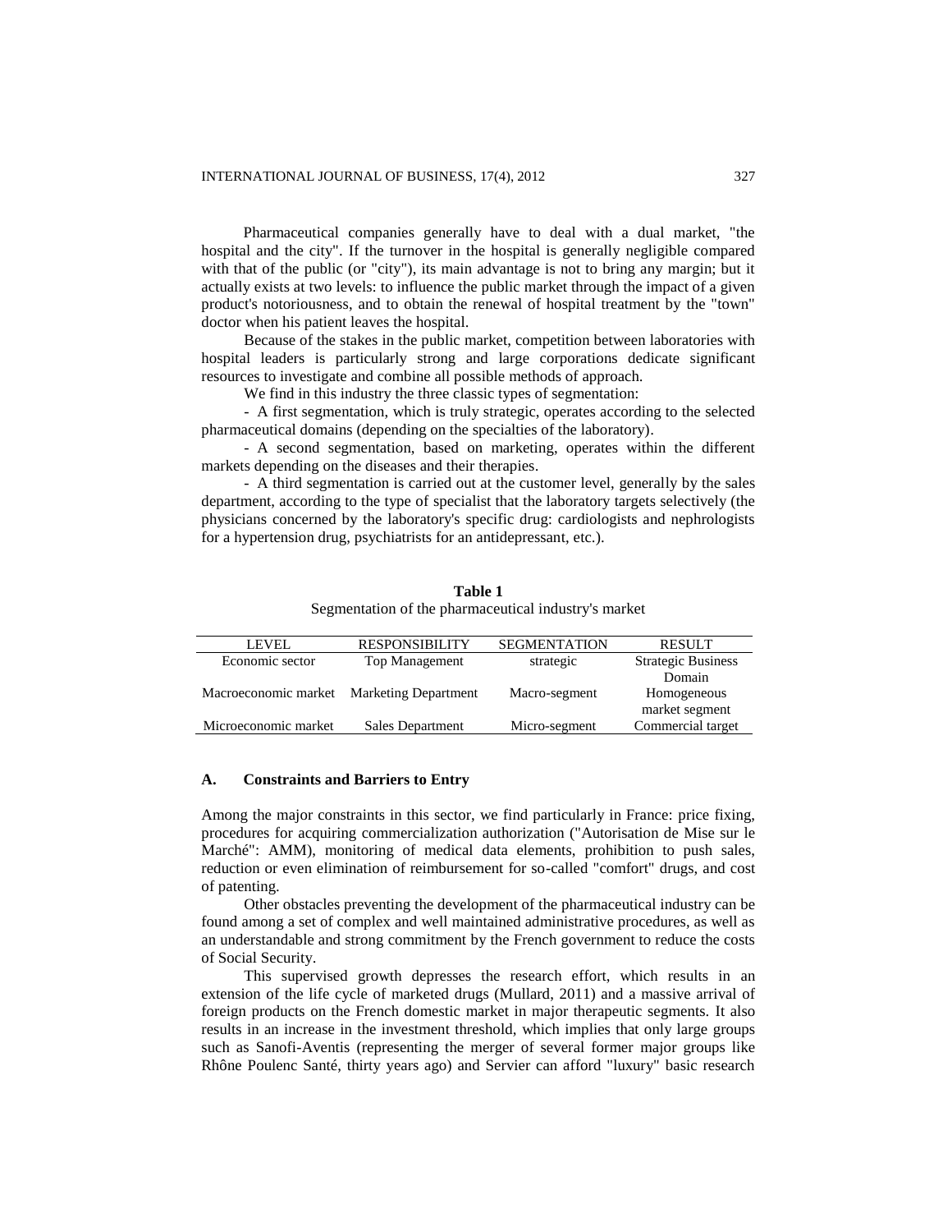Pharmaceutical companies generally have to deal with a dual market, "the hospital and the city". If the turnover in the hospital is generally negligible compared with that of the public (or "city"), its main advantage is not to bring any margin; but it actually exists at two levels: to influence the public market through the impact of a given product's notoriousness, and to obtain the renewal of hospital treatment by the "town" doctor when his patient leaves the hospital.

Because of the stakes in the public market, competition between laboratories with hospital leaders is particularly strong and large corporations dedicate significant resources to investigate and combine all possible methods of approach.

We find in this industry the three classic types of segmentation:

- A first segmentation, which is truly strategic, operates according to the selected pharmaceutical domains (depending on the specialties of the laboratory).

- A second segmentation, based on marketing, operates within the different markets depending on the diseases and their therapies.

- A third segmentation is carried out at the customer level, generally by the sales department, according to the type of specialist that the laboratory targets selectively (the physicians concerned by the laboratory's specific drug: cardiologists and nephrologists for a hypertension drug, psychiatrists for an antidepressant, etc.).

**Table 1**
Segmentation of the pharmaceutical industry's market

| LEVEL | RESPONSIBILITY | SEGMENTATION | RESULT |
|---|---|---|---|
| Economic sector | Top Management | strategic | Strategic Business Domain |
| Macroeconomic market | Marketing Department | Macro-segment | Homogeneous market segment |
| Microeconomic market | Sales Department | Micro-segment | Commercial target |

### A. Constraints and Barriers to Entry

Among the major constraints in this sector, we find particularly in France: price fixing, procedures for acquiring commercialization authorization ("Autorisation de Mise sur le Marché": AMM), monitoring of medical data elements, prohibition to push sales, reduction or even elimination of reimbursement for so-called "comfort" drugs, and cost of patenting.

Other obstacles preventing the development of the pharmaceutical industry can be found among a set of complex and well maintained administrative procedures, as well as an understandable and strong commitment by the French government to reduce the costs of Social Security.

This supervised growth depresses the research effort, which results in an extension of the life cycle of marketed drugs (Mullard, 2011) and a massive arrival of foreign products on the French domestic market in major therapeutic segments. It also results in an increase in the investment threshold, which implies that only large groups such as Sanofi-Aventis (representing the merger of several former major groups like Rhône Poulenc Santé, thirty years ago) and Servier can afford "luxury" basic research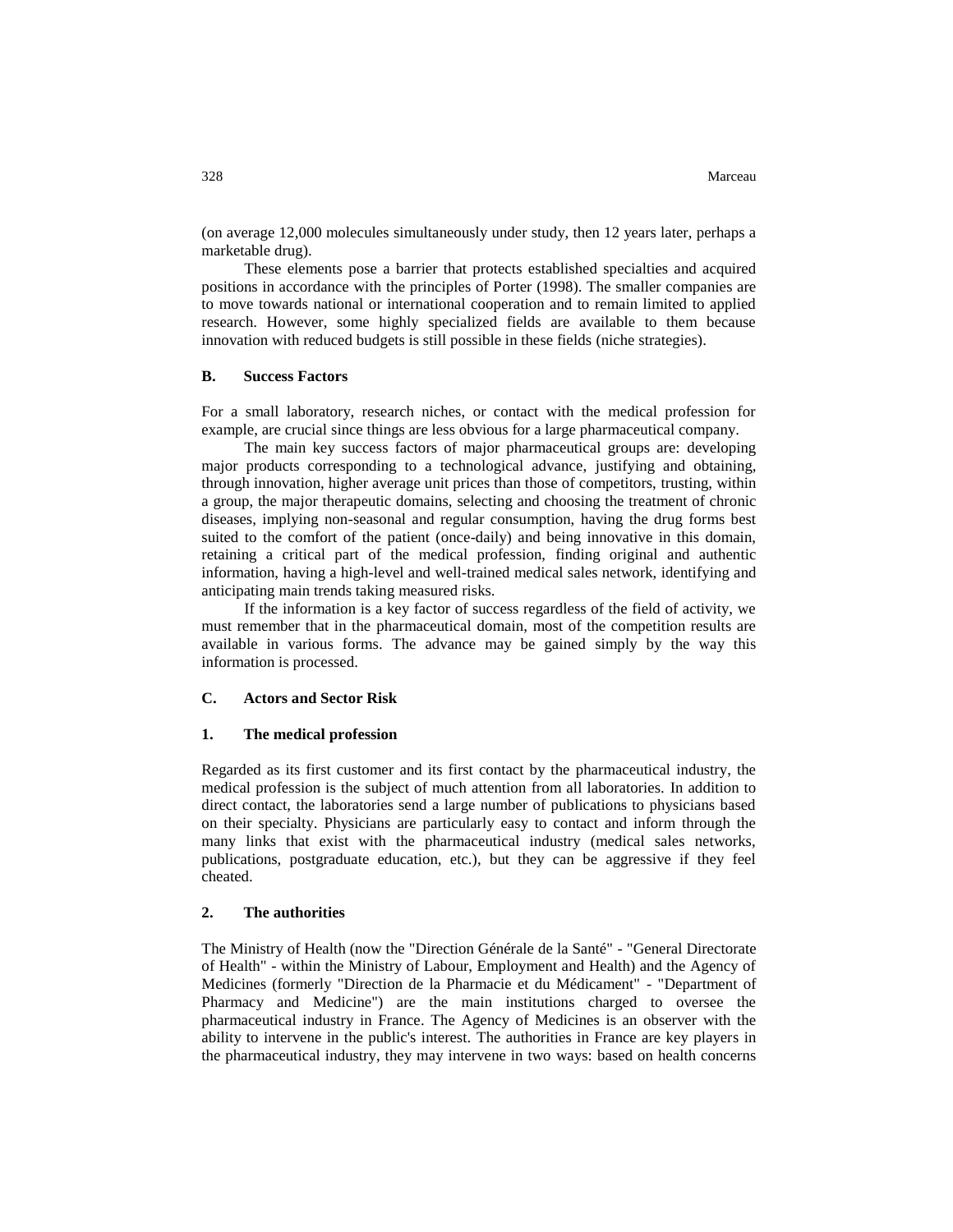(on average 12,000 molecules simultaneously under study, then 12 years later, perhaps a marketable drug).

These elements pose a barrier that protects established specialties and acquired positions in accordance with the principles of Porter (1998). The smaller companies are to move towards national or international cooperation and to remain limited to applied research. However, some highly specialized fields are available to them because innovation with reduced budgets is still possible in these fields (niche strategies).

### B. Success Factors

For a small laboratory, research niches, or contact with the medical profession for example, are crucial since things are less obvious for a large pharmaceutical company.

The main key success factors of major pharmaceutical groups are: developing major products corresponding to a technological advance, justifying and obtaining, through innovation, higher average unit prices than those of competitors, trusting, within a group, the major therapeutic domains, selecting and choosing the treatment of chronic diseases, implying non-seasonal and regular consumption, having the drug forms best suited to the comfort of the patient (once-daily) and being innovative in this domain, retaining a critical part of the medical profession, finding original and authentic information, having a high-level and well-trained medical sales network, identifying and anticipating main trends taking measured risks.

If the information is a key factor of success regardless of the field of activity, we must remember that in the pharmaceutical domain, most of the competition results are available in various forms. The advance may be gained simply by the way this information is processed.

### C. Actors and Sector Risk

#### 1. The medical profession

Regarded as its first customer and its first contact by the pharmaceutical industry, the medical profession is the subject of much attention from all laboratories. In addition to direct contact, the laboratories send a large number of publications to physicians based on their specialty. Physicians are particularly easy to contact and inform through the many links that exist with the pharmaceutical industry (medical sales networks, publications, postgraduate education, etc.), but they can be aggressive if they feel cheated.

#### 2. The authorities

The Ministry of Health (now the "Direction Générale de la Santé" - "General Directorate of Health" - within the Ministry of Labour, Employment and Health) and the Agency of Medicines (formerly "Direction de la Pharmacie et du Médicament" - "Department of Pharmacy and Medicine") are the main institutions charged to oversee the pharmaceutical industry in France. The Agency of Medicines is an observer with the ability to intervene in the public's interest. The authorities in France are key players in the pharmaceutical industry, they may intervene in two ways: based on health concerns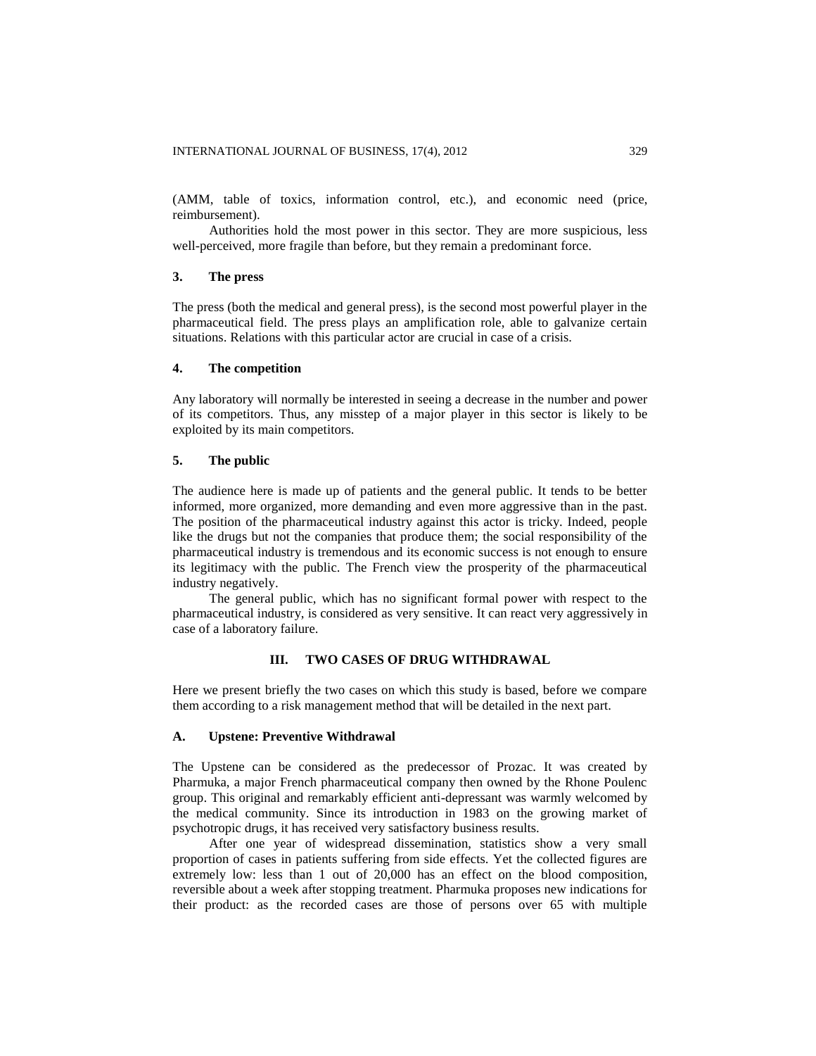(AMM, table of toxics, information control, etc.), and economic need (price, reimbursement).

Authorities hold the most power in this sector. They are more suspicious, less well-perceived, more fragile than before, but they remain a predominant force.

### 3. The press

The press (both the medical and general press), is the second most powerful player in the pharmaceutical field. The press plays an amplification role, able to galvanize certain situations. Relations with this particular actor are crucial in case of a crisis.

### 4. The competition

Any laboratory will normally be interested in seeing a decrease in the number and power of its competitors. Thus, any misstep of a major player in this sector is likely to be exploited by its main competitors.

### 5. The public

The audience here is made up of patients and the general public. It tends to be better informed, more organized, more demanding and even more aggressive than in the past. The position of the pharmaceutical industry against this actor is tricky. Indeed, people like the drugs but not the companies that produce them; the social responsibility of the pharmaceutical industry is tremendous and its economic success is not enough to ensure its legitimacy with the public. The French view the prosperity of the pharmaceutical industry negatively.

The general public, which has no significant formal power with respect to the pharmaceutical industry, is considered as very sensitive. It can react very aggressively in case of a laboratory failure.

## III. TWO CASES OF DRUG WITHDRAWAL

Here we present briefly the two cases on which this study is based, before we compare them according to a risk management method that will be detailed in the next part.

### A. Upstene: Preventive Withdrawal

The Upstene can be considered as the predecessor of Prozac. It was created by Pharmuka, a major French pharmaceutical company then owned by the Rhone Poulenc group. This original and remarkably efficient anti-depressant was warmly welcomed by the medical community. Since its introduction in 1983 on the growing market of psychotropic drugs, it has received very satisfactory business results.

After one year of widespread dissemination, statistics show a very small proportion of cases in patients suffering from side effects. Yet the collected figures are extremely low: less than 1 out of 20,000 has an effect on the blood composition, reversible about a week after stopping treatment. Pharmuka proposes new indications for their product: as the recorded cases are those of persons over 65 with multiple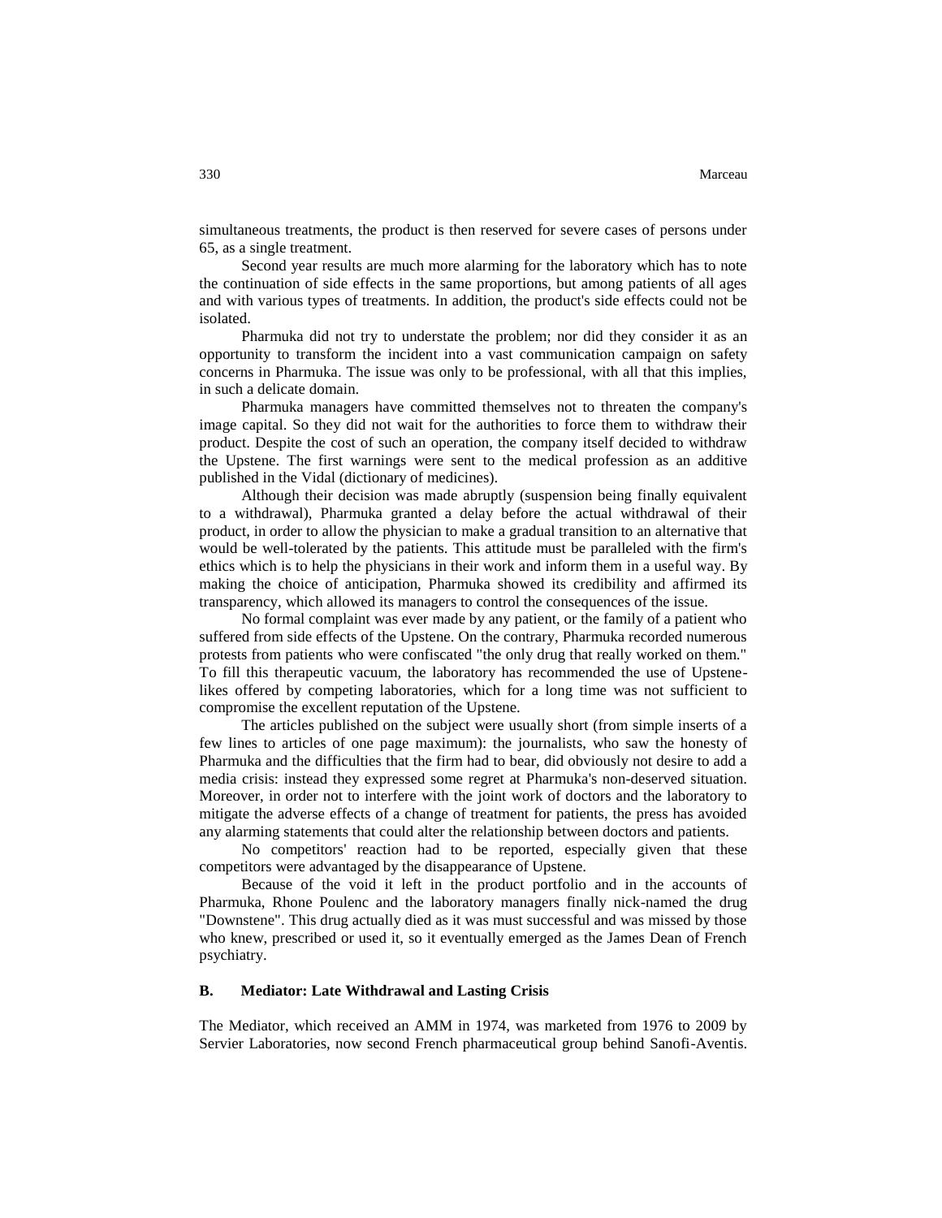simultaneous treatments, the product is then reserved for severe cases of persons under 65, as a single treatment.

Second year results are much more alarming for the laboratory which has to note the continuation of side effects in the same proportions, but among patients of all ages and with various types of treatments. In addition, the product's side effects could not be isolated.

Pharmuka did not try to understate the problem; nor did they consider it as an opportunity to transform the incident into a vast communication campaign on safety concerns in Pharmuka. The issue was only to be professional, with all that this implies, in such a delicate domain.

Pharmuka managers have committed themselves not to threaten the company's image capital. So they did not wait for the authorities to force them to withdraw their product. Despite the cost of such an operation, the company itself decided to withdraw the Upstene. The first warnings were sent to the medical profession as an additive published in the Vidal (dictionary of medicines).

Although their decision was made abruptly (suspension being finally equivalent to a withdrawal), Pharmuka granted a delay before the actual withdrawal of their product, in order to allow the physician to make a gradual transition to an alternative that would be well-tolerated by the patients. This attitude must be paralleled with the firm's ethics which is to help the physicians in their work and inform them in a useful way. By making the choice of anticipation, Pharmuka showed its credibility and affirmed its transparency, which allowed its managers to control the consequences of the issue.

No formal complaint was ever made by any patient, or the family of a patient who suffered from side effects of the Upstene. On the contrary, Pharmuka recorded numerous protests from patients who were confiscated "the only drug that really worked on them." To fill this therapeutic vacuum, the laboratory has recommended the use of Upstene-likes offered by competing laboratories, which for a long time was not sufficient to compromise the excellent reputation of the Upstene.

The articles published on the subject were usually short (from simple inserts of a few lines to articles of one page maximum): the journalists, who saw the honesty of Pharmuka and the difficulties that the firm had to bear, did obviously not desire to add a media crisis: instead they expressed some regret at Pharmuka's non-deserved situation. Moreover, in order not to interfere with the joint work of doctors and the laboratory to mitigate the adverse effects of a change of treatment for patients, the press has avoided any alarming statements that could alter the relationship between doctors and patients.

No competitors' reaction had to be reported, especially given that these competitors were advantaged by the disappearance of Upstene.

Because of the void it left in the product portfolio and in the accounts of Pharmuka, Rhone Poulenc and the laboratory managers finally nick-named the drug "Downstene". This drug actually died as it was must successful and was missed by those who knew, prescribed or used it, so it eventually emerged as the James Dean of French psychiatry.

### B. Mediator: Late Withdrawal and Lasting Crisis

The Mediator, which received an AMM in 1974, was marketed from 1976 to 2009 by Servier Laboratories, now second French pharmaceutical group behind Sanofi-Aventis.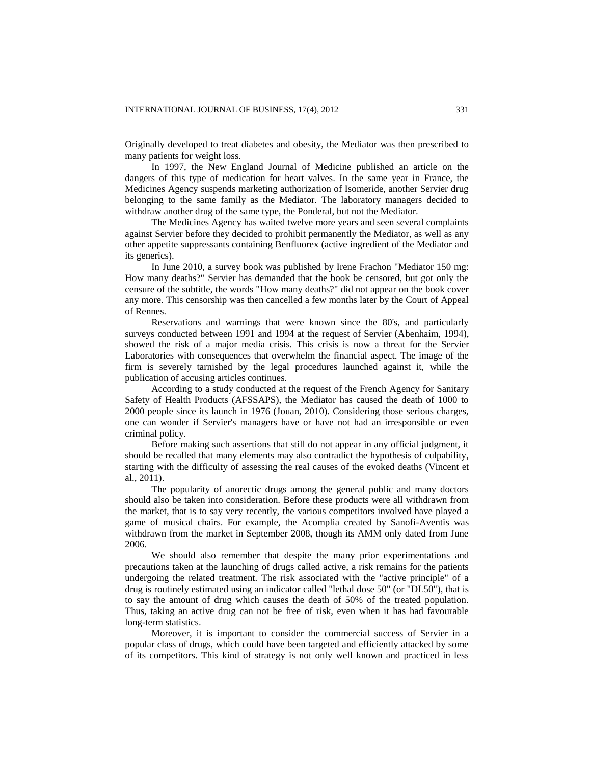Originally developed to treat diabetes and obesity, the Mediator was then prescribed to many patients for weight loss.

In 1997, the New England Journal of Medicine published an article on the dangers of this type of medication for heart valves. In the same year in France, the Medicines Agency suspends marketing authorization of Isomeride, another Servier drug belonging to the same family as the Mediator. The laboratory managers decided to withdraw another drug of the same type, the Ponderal, but not the Mediator.

The Medicines Agency has waited twelve more years and seen several complaints against Servier before they decided to prohibit permanently the Mediator, as well as any other appetite suppressants containing Benfluorex (active ingredient of the Mediator and its generics).

In June 2010, a survey book was published by Irene Frachon "Mediator 150 mg: How many deaths?" Servier has demanded that the book be censored, but got only the censure of the subtitle, the words "How many deaths?" did not appear on the book cover any more. This censorship was then cancelled a few months later by the Court of Appeal of Rennes.

Reservations and warnings that were known since the 80's, and particularly surveys conducted between 1991 and 1994 at the request of Servier (Abenhaim, 1994), showed the risk of a major media crisis. This crisis is now a threat for the Servier Laboratories with consequences that overwhelm the financial aspect. The image of the firm is severely tarnished by the legal procedures launched against it, while the publication of accusing articles continues.

According to a study conducted at the request of the French Agency for Sanitary Safety of Health Products (AFSSAPS), the Mediator has caused the death of 1000 to 2000 people since its launch in 1976 (Jouan, 2010). Considering those serious charges, one can wonder if Servier's managers have or have not had an irresponsible or even criminal policy.

Before making such assertions that still do not appear in any official judgment, it should be recalled that many elements may also contradict the hypothesis of culpability, starting with the difficulty of assessing the real causes of the evoked deaths (Vincent et al., 2011).

The popularity of anorectic drugs among the general public and many doctors should also be taken into consideration. Before these products were all withdrawn from the market, that is to say very recently, the various competitors involved have played a game of musical chairs. For example, the Acomplia created by Sanofi-Aventis was withdrawn from the market in September 2008, though its AMM only dated from June 2006.

We should also remember that despite the many prior experimentations and precautions taken at the launching of drugs called active, a risk remains for the patients undergoing the related treatment. The risk associated with the "active principle" of a drug is routinely estimated using an indicator called "lethal dose 50" (or "DL50"), that is to say the amount of drug which causes the death of 50% of the treated population. Thus, taking an active drug can not be free of risk, even when it has had favourable long-term statistics.

Moreover, it is important to consider the commercial success of Servier in a popular class of drugs, which could have been targeted and efficiently attacked by some of its competitors. This kind of strategy is not only well known and practiced in less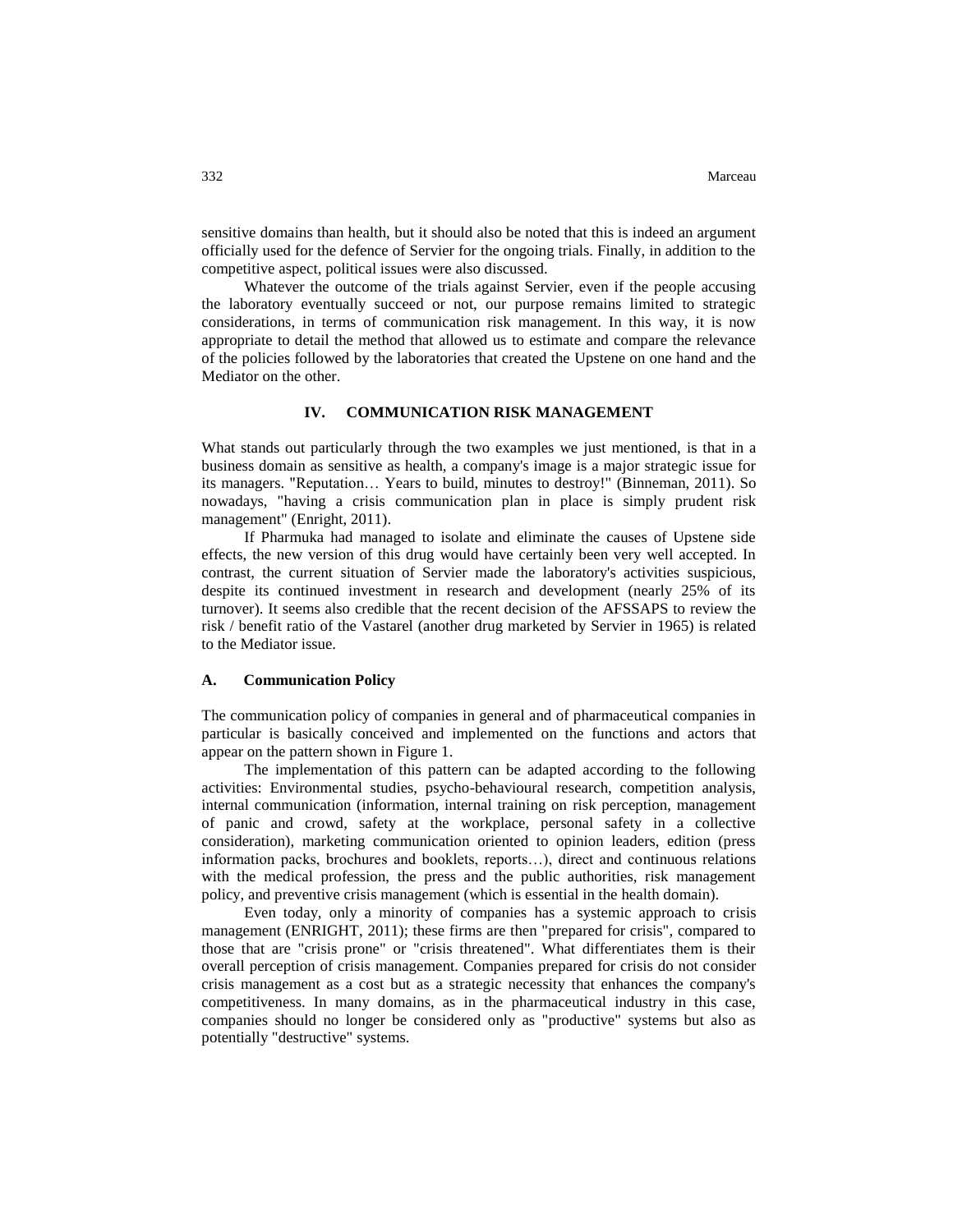sensitive domains than health, but it should also be noted that this is indeed an argument officially used for the defence of Servier for the ongoing trials. Finally, in addition to the competitive aspect, political issues were also discussed.

Whatever the outcome of the trials against Servier, even if the people accusing the laboratory eventually succeed or not, our purpose remains limited to strategic considerations, in terms of communication risk management. In this way, it is now appropriate to detail the method that allowed us to estimate and compare the relevance of the policies followed by the laboratories that created the Upstene on one hand and the Mediator on the other.

## IV. COMMUNICATION RISK MANAGEMENT

What stands out particularly through the two examples we just mentioned, is that in a business domain as sensitive as health, a company's image is a major strategic issue for its managers. "Reputation… Years to build, minutes to destroy!" (Binneman, 2011). So nowadays, "having a crisis communication plan in place is simply prudent risk management" (Enright, 2011).

If Pharmuka had managed to isolate and eliminate the causes of Upstene side effects, the new version of this drug would have certainly been very well accepted. In contrast, the current situation of Servier made the laboratory's activities suspicious, despite its continued investment in research and development (nearly 25% of its turnover). It seems also credible that the recent decision of the AFSSAPS to review the risk / benefit ratio of the Vastarel (another drug marketed by Servier in 1965) is related to the Mediator issue.

### A. Communication Policy

The communication policy of companies in general and of pharmaceutical companies in particular is basically conceived and implemented on the functions and actors that appear on the pattern shown in Figure 1.

The implementation of this pattern can be adapted according to the following activities: Environmental studies, psycho-behavioural research, competition analysis, internal communication (information, internal training on risk perception, management of panic and crowd, safety at the workplace, personal safety in a collective consideration), marketing communication oriented to opinion leaders, edition (press information packs, brochures and booklets, reports…), direct and continuous relations with the medical profession, the press and the public authorities, risk management policy, and preventive crisis management (which is essential in the health domain).

Even today, only a minority of companies has a systemic approach to crisis management (ENRIGHT, 2011); these firms are then "prepared for crisis", compared to those that are "crisis prone" or "crisis threatened". What differentiates them is their overall perception of crisis management. Companies prepared for crisis do not consider crisis management as a cost but as a strategic necessity that enhances the company's competitiveness. In many domains, as in the pharmaceutical industry in this case, companies should no longer be considered only as "productive" systems but also as potentially "destructive" systems.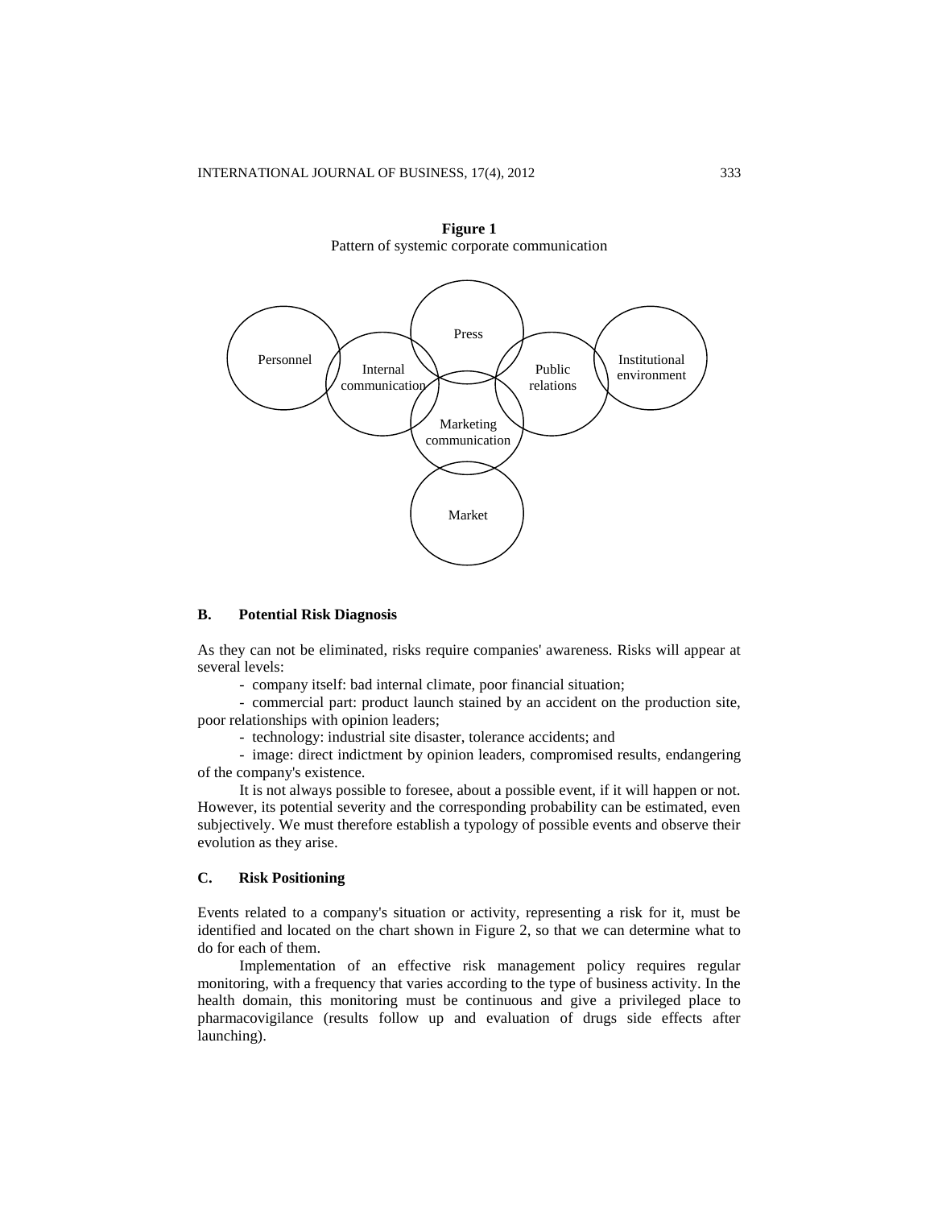**Figure 1**
Pattern of systemic corporate communication

Personnel

Internal communication

Press

Marketing communication

Public relations

Institutional environment

Market

### B. Potential Risk Diagnosis

As they can not be eliminated, risks require companies' awareness. Risks will appear at several levels:

- company itself: bad internal climate, poor financial situation;
- commercial part: product launch stained by an accident on the production site, poor relationships with opinion leaders;
- technology: industrial site disaster, tolerance accidents; and
- image: direct indictment by opinion leaders, compromised results, endangering of the company's existence.

It is not always possible to foresee, about a possible event, if it will happen or not. However, its potential severity and the corresponding probability can be estimated, even subjectively. We must therefore establish a typology of possible events and observe their evolution as they arise.

### C. Risk Positioning

Events related to a company's situation or activity, representing a risk for it, must be identified and located on the chart shown in Figure 2, so that we can determine what to do for each of them.

Implementation of an effective risk management policy requires regular monitoring, with a frequency that varies according to the type of business activity. In the health domain, this monitoring must be continuous and give a privileged place to pharmacovigilance (results follow up and evaluation of drugs side effects after launching).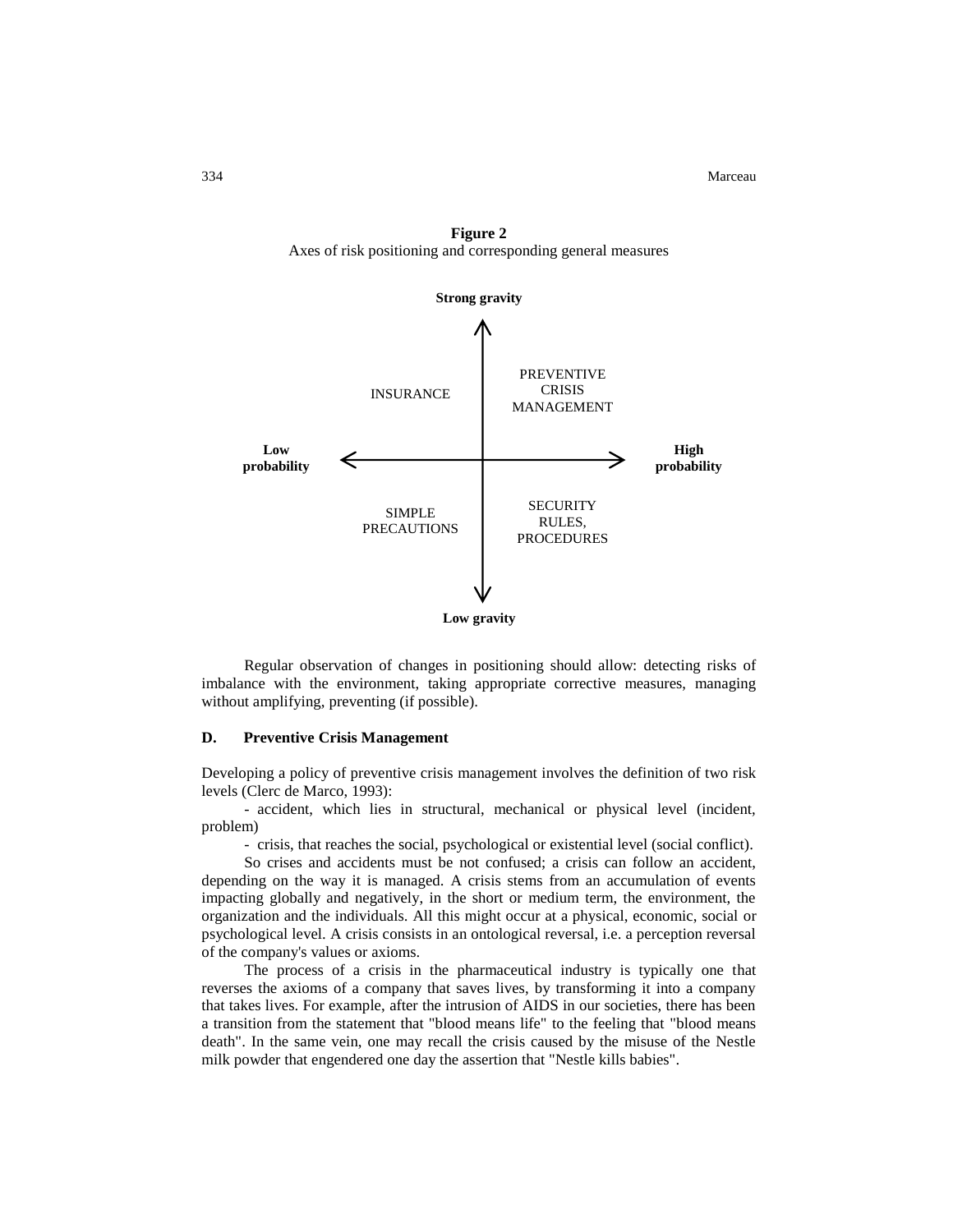**Figure 2**
Axes of risk positioning and corresponding general measures

| | Low probability | High probability |
|---|---|---|
| **Strong gravity** | INSURANCE | PREVENTIVE CRISIS MANAGEMENT |
| **Low gravity** | SIMPLE PRECAUTIONS | SECURITY RULES, PROCEDURES |

Regular observation of changes in positioning should allow: detecting risks of imbalance with the environment, taking appropriate corrective measures, managing without amplifying, preventing (if possible).

### D. Preventive Crisis Management

Developing a policy of preventive crisis management involves the definition of two risk levels (Clerc de Marco, 1993):

- accident, which lies in structural, mechanical or physical level (incident, problem)
- crisis, that reaches the social, psychological or existential level (social conflict).

So crises and accidents must be not confused; a crisis can follow an accident, depending on the way it is managed. A crisis stems from an accumulation of events impacting globally and negatively, in the short or medium term, the environment, the organization and the individuals. All this might occur at a physical, economic, social or psychological level. A crisis consists in an ontological reversal, i.e. a perception reversal of the company's values or axioms.

The process of a crisis in the pharmaceutical industry is typically one that reverses the axioms of a company that saves lives, by transforming it into a company that takes lives. For example, after the intrusion of AIDS in our societies, there has been a transition from the statement that "blood means life" to the feeling that "blood means death". In the same vein, one may recall the crisis caused by the misuse of the Nestle milk powder that engendered one day the assertion that "Nestle kills babies".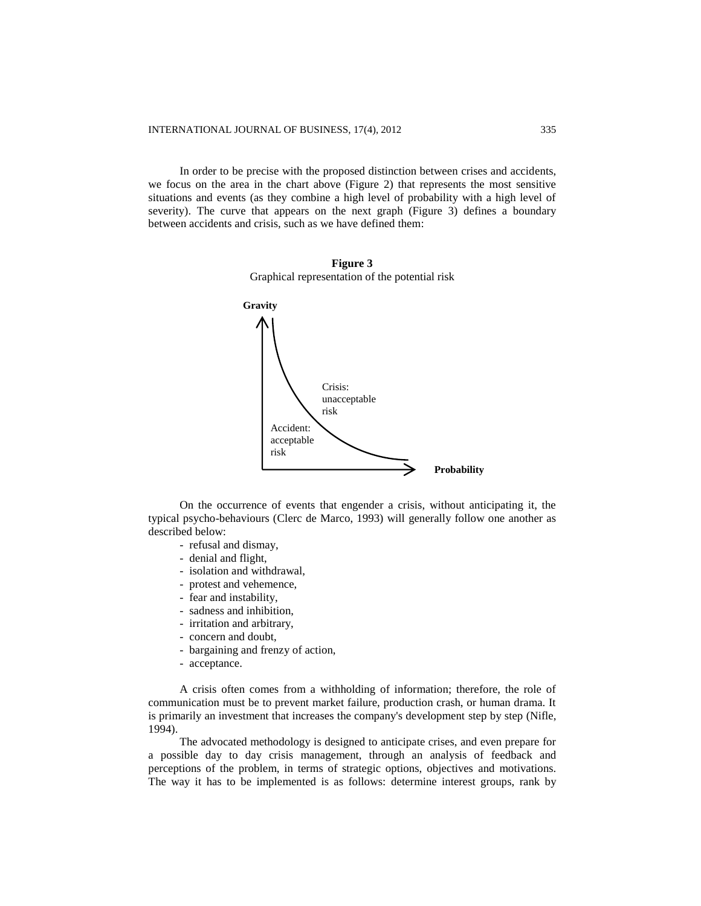In order to be precise with the proposed distinction between crises and accidents, we focus on the area in the chart above (Figure 2) that represents the most sensitive situations and events (as they combine a high level of probability with a high level of severity). The curve that appears on the next graph (Figure 3) defines a boundary between accidents and crisis, such as we have defined them:

**Figure 3**
Graphical representation of the potential risk

Gravity

Crisis: unacceptable risk

Accident: acceptable risk

Probability

On the occurrence of events that engender a crisis, without anticipating it, the typical psycho-behaviours (Clerc de Marco, 1993) will generally follow one another as described below:

- refusal and dismay,
- denial and flight,
- isolation and withdrawal,
- protest and vehemence,
- fear and instability,
- sadness and inhibition,
- irritation and arbitrary,
- concern and doubt,
- bargaining and frenzy of action,
- acceptance.

A crisis often comes from a withholding of information; therefore, the role of communication must be to prevent market failure, production crash, or human drama. It is primarily an investment that increases the company's development step by step (Nifle, 1994).

The advocated methodology is designed to anticipate crises, and even prepare for a possible day to day crisis management, through an analysis of feedback and perceptions of the problem, in terms of strategic options, objectives and motivations. The way it has to be implemented is as follows: determine interest groups, rank by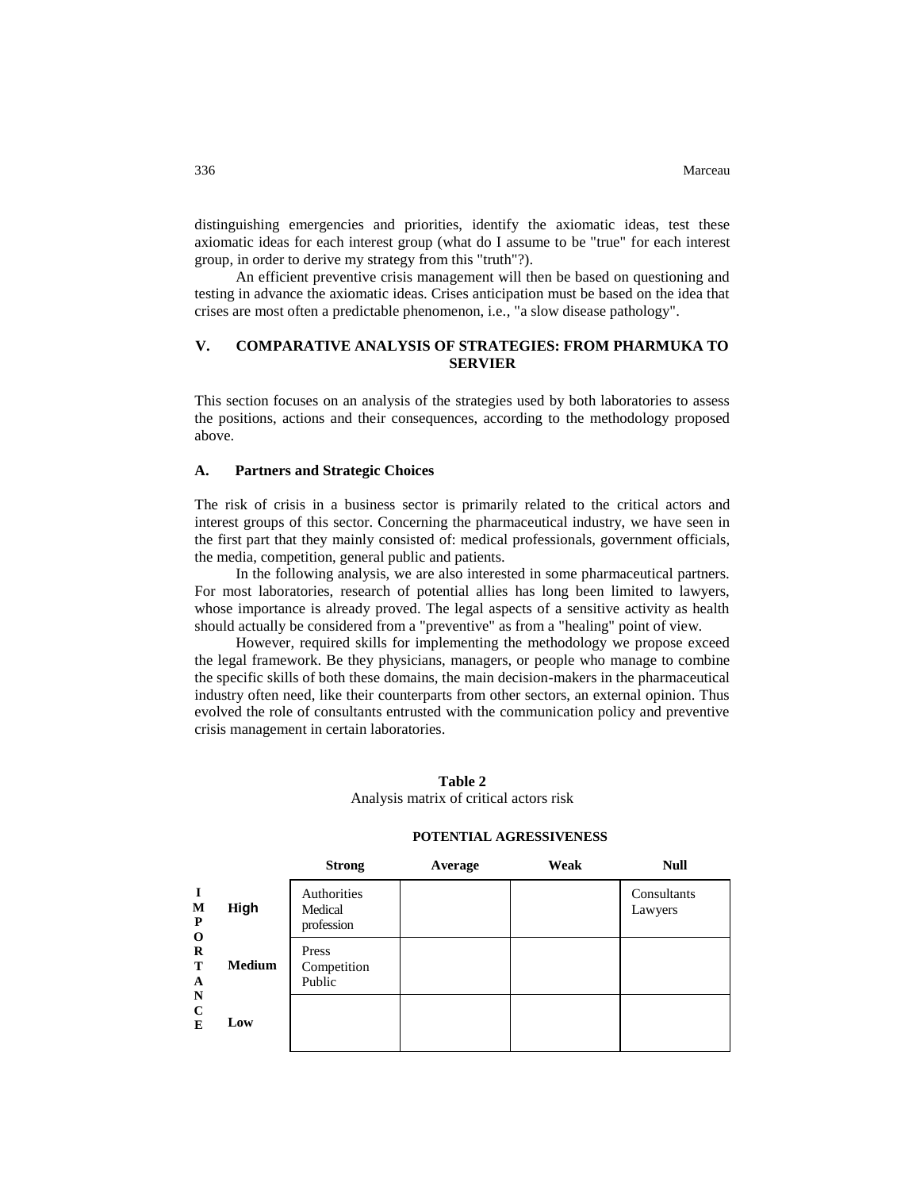distinguishing emergencies and priorities, identify the axiomatic ideas, test these axiomatic ideas for each interest group (what do I assume to be "true" for each interest group, in order to derive my strategy from this "truth"?).

An efficient preventive crisis management will then be based on questioning and testing in advance the axiomatic ideas. Crises anticipation must be based on the idea that crises are most often a predictable phenomenon, i.e., "a slow disease pathology".

## V. COMPARATIVE ANALYSIS OF STRATEGIES: FROM PHARMUKA TO SERVIER

This section focuses on an analysis of the strategies used by both laboratories to assess the positions, actions and their consequences, according to the methodology proposed above.

### A. Partners and Strategic Choices

The risk of crisis in a business sector is primarily related to the critical actors and interest groups of this sector. Concerning the pharmaceutical industry, we have seen in the first part that they mainly consisted of: medical professionals, government officials, the media, competition, general public and patients.

In the following analysis, we are also interested in some pharmaceutical partners. For most laboratories, research of potential allies has long been limited to lawyers, whose importance is already proved. The legal aspects of a sensitive activity as health should actually be considered from a "preventive" as from a "healing" point of view.

However, required skills for implementing the methodology we propose exceed the legal framework. Be they physicians, managers, or people who manage to combine the specific skills of both these domains, the main decision-makers in the pharmaceutical industry often need, like their counterparts from other sectors, an external opinion. Thus evolved the role of consultants entrusted with the communication policy and preventive crisis management in certain laboratories.

**Table 2**
Analysis matrix of critical actors risk

| IMPORTANCE | POTENTIAL AGRESSIVENESS: Strong | Average | Weak | Null |
|---|---|---|---|---|
| **High** | Authorities, Medical profession | | | Consultants, Lawyers |
| **Medium** | Press, Competition, Public | | | |
| **Low** | | | | |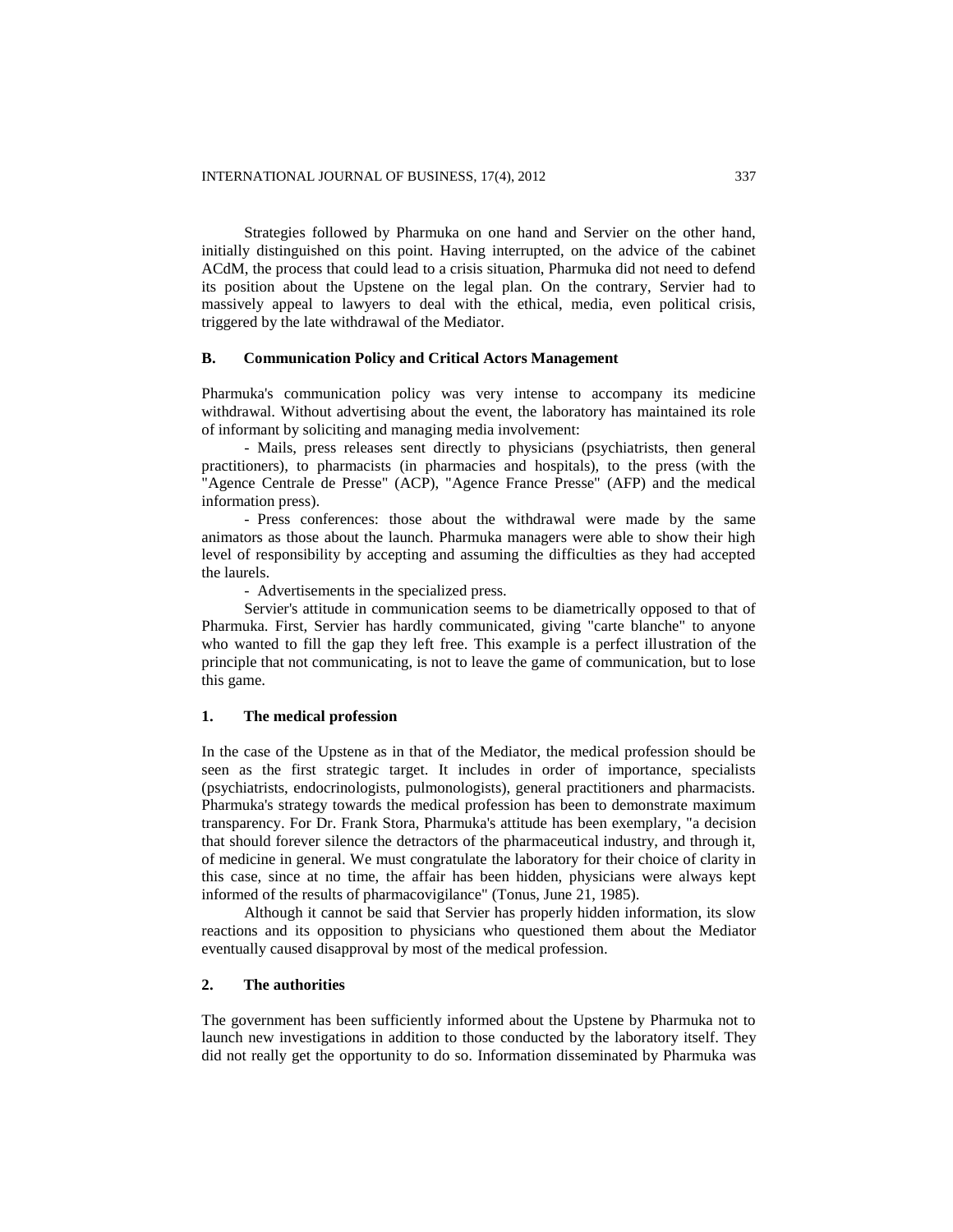Strategies followed by Pharmuka on one hand and Servier on the other hand, initially distinguished on this point. Having interrupted, on the advice of the cabinet ACdM, the process that could lead to a crisis situation, Pharmuka did not need to defend its position about the Upstene on the legal plan. On the contrary, Servier had to massively appeal to lawyers to deal with the ethical, media, even political crisis, triggered by the late withdrawal of the Mediator.

## B. Communication Policy and Critical Actors Management

Pharmuka's communication policy was very intense to accompany its medicine withdrawal. Without advertising about the event, the laboratory has maintained its role of informant by soliciting and managing media involvement:

- Mails, press releases sent directly to physicians (psychiatrists, then general practitioners), to pharmacists (in pharmacies and hospitals), to the press (with the "Agence Centrale de Presse" (ACP), "Agence France Presse" (AFP) and the medical information press).
- Press conferences: those about the withdrawal were made by the same animators as those about the launch. Pharmuka managers were able to show their high level of responsibility by accepting and assuming the difficulties as they had accepted the laurels.
- Advertisements in the specialized press.

Servier's attitude in communication seems to be diametrically opposed to that of Pharmuka. First, Servier has hardly communicated, giving "carte blanche" to anyone who wanted to fill the gap they left free. This example is a perfect illustration of the principle that not communicating, is not to leave the game of communication, but to lose this game.

### 1. The medical profession

In the case of the Upstene as in that of the Mediator, the medical profession should be seen as the first strategic target. It includes in order of importance, specialists (psychiatrists, endocrinologists, pulmonologists), general practitioners and pharmacists. Pharmuka's strategy towards the medical profession has been to demonstrate maximum transparency. For Dr. Frank Stora, Pharmuka's attitude has been exemplary, "a decision that should forever silence the detractors of the pharmaceutical industry, and through it, of medicine in general. We must congratulate the laboratory for their choice of clarity in this case, since at no time, the affair has been hidden, physicians were always kept informed of the results of pharmacovigilance" (Tonus, June 21, 1985).

Although it cannot be said that Servier has properly hidden information, its slow reactions and its opposition to physicians who questioned them about the Mediator eventually caused disapproval by most of the medical profession.

### 2. The authorities

The government has been sufficiently informed about the Upstene by Pharmuka not to launch new investigations in addition to those conducted by the laboratory itself. They did not really get the opportunity to do so. Information disseminated by Pharmuka was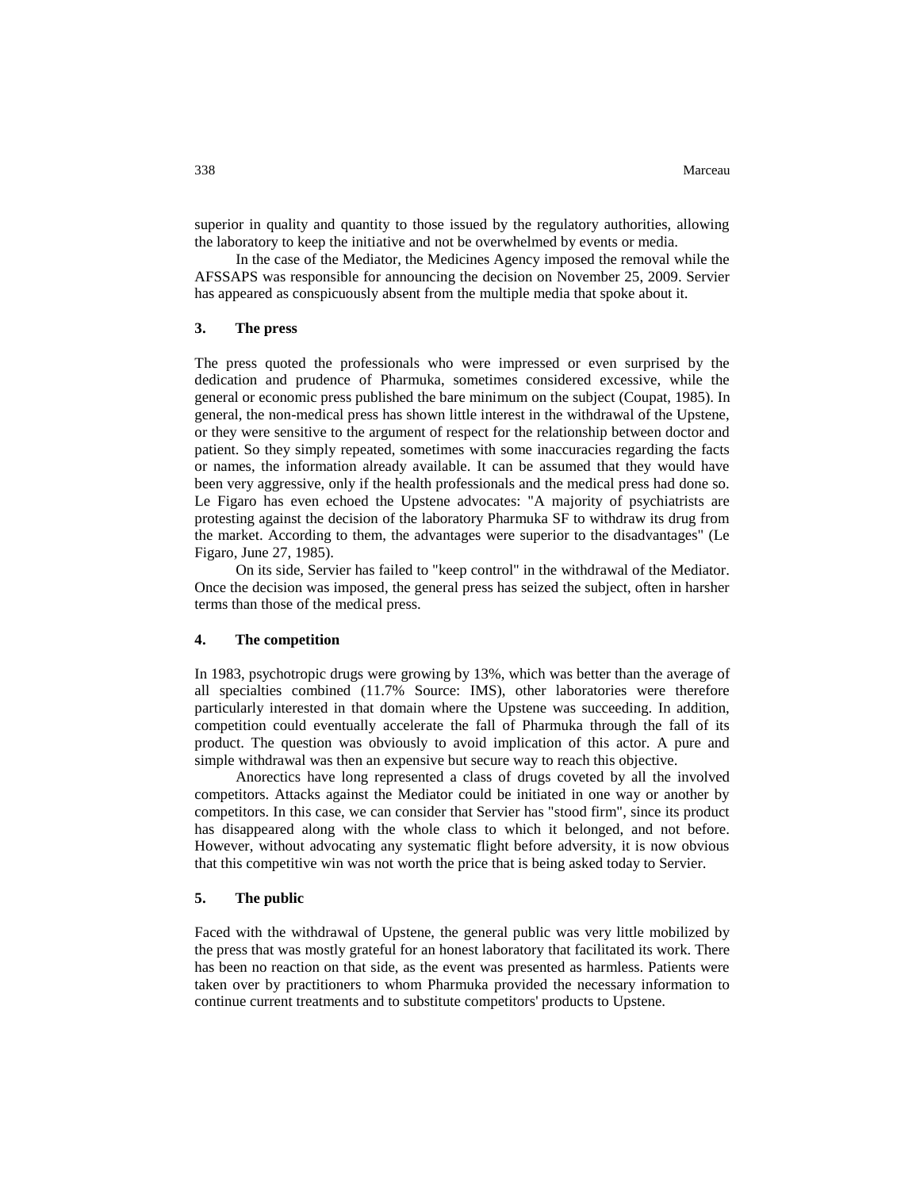superior in quality and quantity to those issued by the regulatory authorities, allowing the laboratory to keep the initiative and not be overwhelmed by events or media.

In the case of the Mediator, the Medicines Agency imposed the removal while the AFSSAPS was responsible for announcing the decision on November 25, 2009. Servier has appeared as conspicuously absent from the multiple media that spoke about it.

### 3. The press

The press quoted the professionals who were impressed or even surprised by the dedication and prudence of Pharmuka, sometimes considered excessive, while the general or economic press published the bare minimum on the subject (Coupat, 1985). In general, the non-medical press has shown little interest in the withdrawal of the Upstene, or they were sensitive to the argument of respect for the relationship between doctor and patient. So they simply repeated, sometimes with some inaccuracies regarding the facts or names, the information already available. It can be assumed that they would have been very aggressive, only if the health professionals and the medical press had done so. Le Figaro has even echoed the Upstene advocates: "A majority of psychiatrists are protesting against the decision of the laboratory Pharmuka SF to withdraw its drug from the market. According to them, the advantages were superior to the disadvantages" (Le Figaro, June 27, 1985).

On its side, Servier has failed to "keep control" in the withdrawal of the Mediator. Once the decision was imposed, the general press has seized the subject, often in harsher terms than those of the medical press.

### 4. The competition

In 1983, psychotropic drugs were growing by 13%, which was better than the average of all specialties combined (11.7% Source: IMS), other laboratories were therefore particularly interested in that domain where the Upstene was succeeding. In addition, competition could eventually accelerate the fall of Pharmuka through the fall of its product. The question was obviously to avoid implication of this actor. A pure and simple withdrawal was then an expensive but secure way to reach this objective.

Anorectics have long represented a class of drugs coveted by all the involved competitors. Attacks against the Mediator could be initiated in one way or another by competitors. In this case, we can consider that Servier has "stood firm", since its product has disappeared along with the whole class to which it belonged, and not before. However, without advocating any systematic flight before adversity, it is now obvious that this competitive win was not worth the price that is being asked today to Servier.

### 5. The public

Faced with the withdrawal of Upstene, the general public was very little mobilized by the press that was mostly grateful for an honest laboratory that facilitated its work. There has been no reaction on that side, as the event was presented as harmless. Patients were taken over by practitioners to whom Pharmuka provided the necessary information to continue current treatments and to substitute competitors' products to Upstene.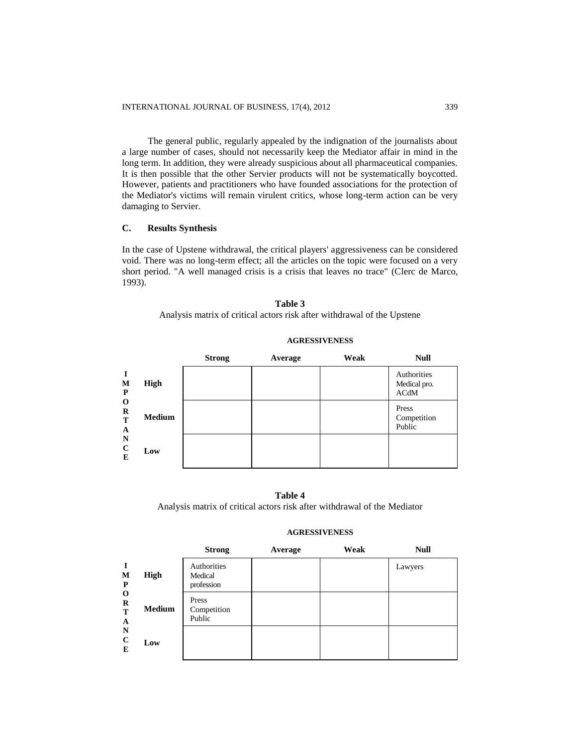The general public, regularly appealed by the indignation of the journalists about a large number of cases, should not necessarily keep the Mediator affair in mind in the long term. In addition, they were already suspicious about all pharmaceutical companies. It is then possible that the other Servier products will not be systematically boycotted. However, patients and practitioners who have founded associations for the protection of the Mediator's victims will remain virulent critics, whose long-term action can be very damaging to Servier.

### C. Results Synthesis

In the case of Upstene withdrawal, the critical players' aggressiveness can be considered void. There was no long-term effect; all the articles on the topic were focused on a very short period. "A well managed crisis is a crisis that leaves no trace" (Clerc de Marco, 1993).

**Table 3**
Analysis matrix of critical actors risk after withdrawal of the Upstene

| IMPORTANCE | AGRESSIVENESS | | | |
|---|---|---|---|---|
| | **Strong** | **Average** | **Weak** | **Null** |
| **High** | | | | Authorities Medical pro. ACdM |
| **Medium** | | | | Press Competition Public |
| **Low** | | | | |

**Table 4**
Analysis matrix of critical actors risk after withdrawal of the Mediator

| IMPORTANCE | AGRESSIVENESS | | | |
|---|---|---|---|---|
| | **Strong** | **Average** | **Weak** | **Null** |
| **High** | Authorities Medical profession | | | Lawyers |
| **Medium** | Press Competition Public | | | |
| **Low** | | | | |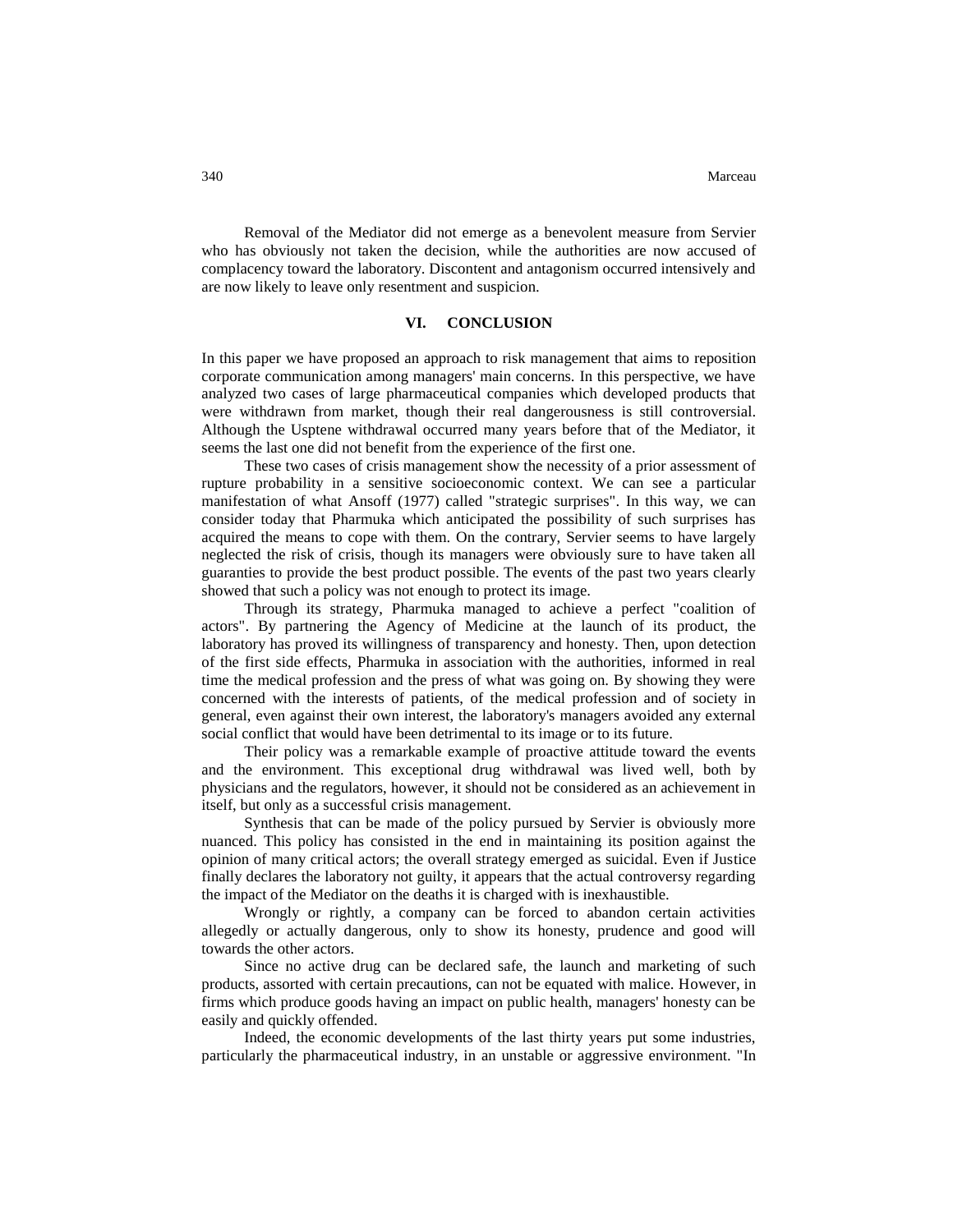Removal of the Mediator did not emerge as a benevolent measure from Servier who has obviously not taken the decision, while the authorities are now accused of complacency toward the laboratory. Discontent and antagonism occurred intensively and are now likely to leave only resentment and suspicion.

## VI. CONCLUSION

In this paper we have proposed an approach to risk management that aims to reposition corporate communication among managers' main concerns. In this perspective, we have analyzed two cases of large pharmaceutical companies which developed products that were withdrawn from market, though their real dangerousness is still controversial. Although the Usptene withdrawal occurred many years before that of the Mediator, it seems the last one did not benefit from the experience of the first one.

These two cases of crisis management show the necessity of a prior assessment of rupture probability in a sensitive socioeconomic context. We can see a particular manifestation of what Ansoff (1977) called "strategic surprises". In this way, we can consider today that Pharmuka which anticipated the possibility of such surprises has acquired the means to cope with them. On the contrary, Servier seems to have largely neglected the risk of crisis, though its managers were obviously sure to have taken all guaranties to provide the best product possible. The events of the past two years clearly showed that such a policy was not enough to protect its image.

Through its strategy, Pharmuka managed to achieve a perfect "coalition of actors". By partnering the Agency of Medicine at the launch of its product, the laboratory has proved its willingness of transparency and honesty. Then, upon detection of the first side effects, Pharmuka in association with the authorities, informed in real time the medical profession and the press of what was going on. By showing they were concerned with the interests of patients, of the medical profession and of society in general, even against their own interest, the laboratory's managers avoided any external social conflict that would have been detrimental to its image or to its future.

Their policy was a remarkable example of proactive attitude toward the events and the environment. This exceptional drug withdrawal was lived well, both by physicians and the regulators, however, it should not be considered as an achievement in itself, but only as a successful crisis management.

Synthesis that can be made of the policy pursued by Servier is obviously more nuanced. This policy has consisted in the end in maintaining its position against the opinion of many critical actors; the overall strategy emerged as suicidal. Even if Justice finally declares the laboratory not guilty, it appears that the actual controversy regarding the impact of the Mediator on the deaths it is charged with is inexhaustible.

Wrongly or rightly, a company can be forced to abandon certain activities allegedly or actually dangerous, only to show its honesty, prudence and good will towards the other actors.

Since no active drug can be declared safe, the launch and marketing of such products, assorted with certain precautions, can not be equated with malice. However, in firms which produce goods having an impact on public health, managers' honesty can be easily and quickly offended.

Indeed, the economic developments of the last thirty years put some industries, particularly the pharmaceutical industry, in an unstable or aggressive environment. "In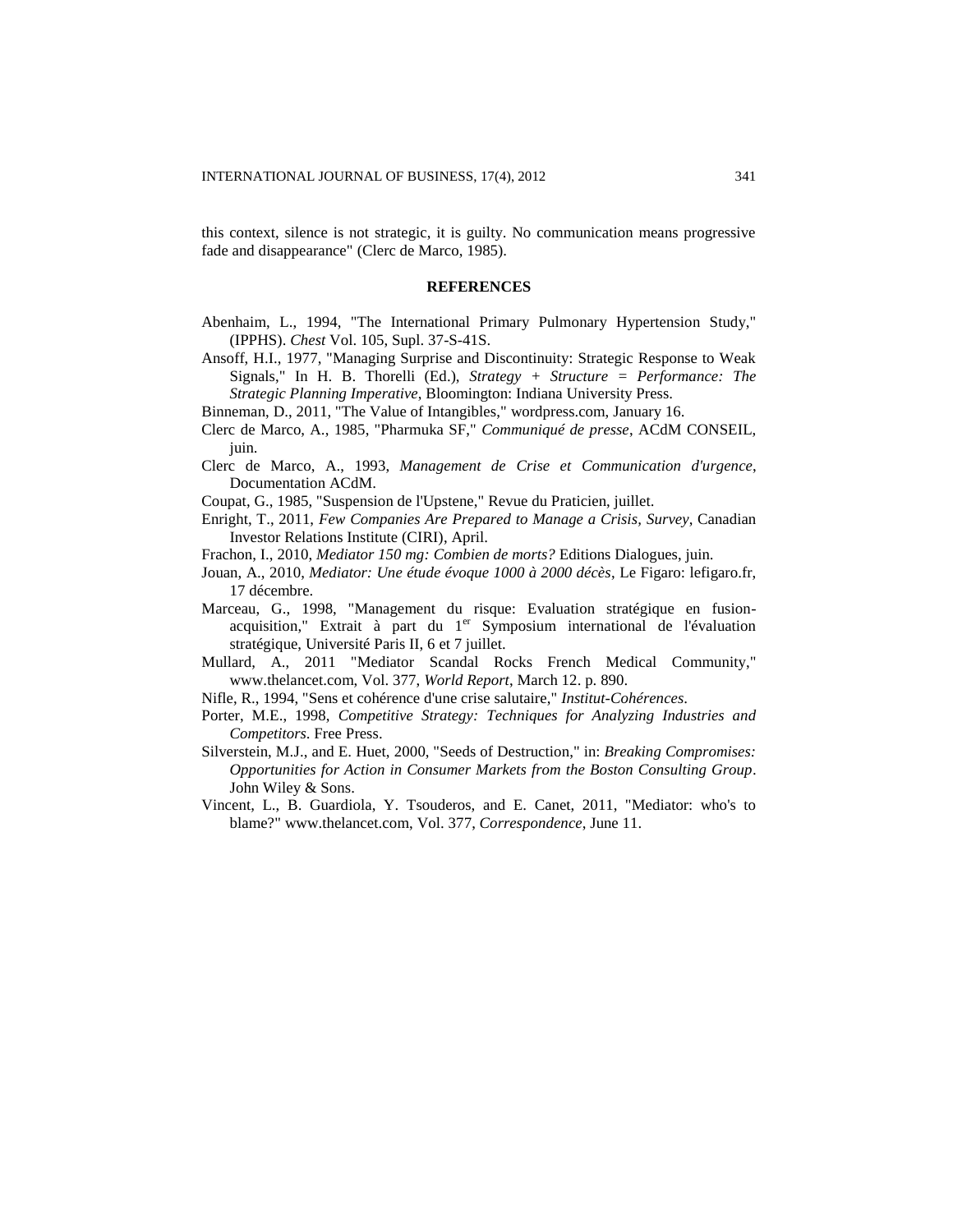this context, silence is not strategic, it is guilty. No communication means progressive fade and disappearance" (Clerc de Marco, 1985).

## REFERENCES

Abenhaim, L., 1994, "The International Primary Pulmonary Hypertension Study," (IPPHS). *Chest* Vol. 105, Supl. 37-S-41S.

Ansoff, H.I., 1977, "Managing Surprise and Discontinuity: Strategic Response to Weak Signals," In H. B. Thorelli (Ed.), *Strategy + Structure = Performance: The Strategic Planning Imperative*, Bloomington: Indiana University Press.

Binneman, D., 2011, "The Value of Intangibles," wordpress.com, January 16.

Clerc de Marco, A., 1985, "Pharmuka SF," *Communiqué de presse*, ACdM CONSEIL, juin.

Clerc de Marco, A., 1993, *Management de Crise et Communication d'urgence*, Documentation ACdM.

Coupat, G., 1985, "Suspension de l'Upstene," Revue du Praticien, juillet.

Enright, T., 2011, *Few Companies Are Prepared to Manage a Crisis, Survey*, Canadian Investor Relations Institute (CIRI), April.

Frachon, I., 2010, *Mediator 150 mg: Combien de morts?* Editions Dialogues, juin.

Jouan, A., 2010, *Mediator: Une étude évoque 1000 à 2000 décès*, Le Figaro: lefigaro.fr, 17 décembre.

Marceau, G., 1998, "Management du risque: Evaluation stratégique en fusion-acquisition," Extrait à part du 1er Symposium international de l'évaluation stratégique, Université Paris II, 6 et 7 juillet.

Mullard, A., 2011 "Mediator Scandal Rocks French Medical Community," www.thelancet.com, Vol. 377, *World Report*, March 12. p. 890.

Nifle, R., 1994, "Sens et cohérence d'une crise salutaire," *Institut-Cohérences*.

Porter, M.E., 1998, *Competitive Strategy: Techniques for Analyzing Industries and Competitors*. Free Press.

Silverstein, M.J., and E. Huet, 2000, "Seeds of Destruction," in: *Breaking Compromises: Opportunities for Action in Consumer Markets from the Boston Consulting Group*. John Wiley & Sons.

Vincent, L., B. Guardiola, Y. Tsouderos, and E. Canet, 2011, "Mediator: who's to blame?" www.thelancet.com, Vol. 377, *Correspondence*, June 11.